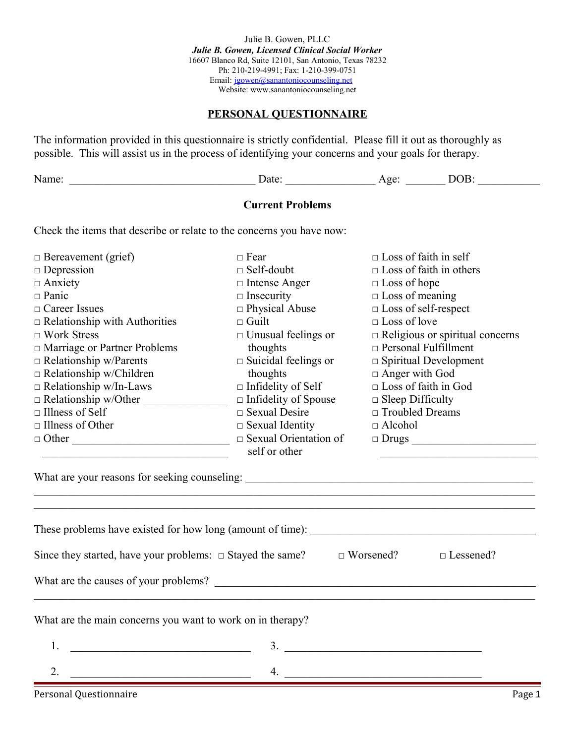Julie B. Gowen, PLLC

***Julie B. Gowen, Licensed Clinical Social Worker***

16607 Blanco Rd, Suite 12101, San Antonio, Texas 78232

Ph: 210-219-4991; Fax: 1-210-399-0751

Email: jgowen@sanantoniocounseling.net

Website: www.sanantoniocounseling.net

## PERSONAL QUESTIONNAIRE

The information provided in this questionnaire is strictly confidential. Please fill it out as thoroughly as possible. This will assist us in the process of identifying your concerns and your goals for therapy.

Name: ________________________________ Date: _______________ Age: _______ DOB: ___________

### Current Problems

Check the items that describe or relate to the concerns you have now:

- □ Bereavement (grief)
- □ Depression
- □ Anxiety
- □ Panic
- □ Career Issues
- □ Relationship with Authorities
- □ Work Stress
- □ Marriage or Partner Problems
- □ Relationship w/Parents
- □ Relationship w/Children
- □ Relationship w/In-Laws
- □ Relationship w/Other _______________
- □ Illness of Self
- □ Illness of Other
- □ Other ____________________________
- □ Fear
- □ Self-doubt
- □ Intense Anger
- □ Insecurity
- □ Physical Abuse
- □ Guilt
- □ Unusual feelings or thoughts
- □ Suicidal feelings or thoughts
- □ Infidelity of Self
- □ Infidelity of Spouse
- □ Sexual Desire
- □ Sexual Identity
- □ Sexual Orientation of self or other
- □ Loss of faith in self
- □ Loss of faith in others
- □ Loss of hope
- □ Loss of meaning
- □ Loss of self-respect
- □ Loss of love
- □ Religious or spiritual concerns
- □ Personal Fulfillment
- □ Spiritual Development
- □ Anger with God
- □ Loss of faith in God
- □ Sleep Difficulty
- □ Troubled Dreams
- □ Alcohol
- □ Drugs ______________________

What are your reasons for seeking counseling: ____________________________________________

_____________________________________________________________________________

_____________________________________________________________________________

These problems have existed for how long (amount of time): _____________________________________

Since they started, have your problems: □ Stayed the same? □ Worsened? □ Lessened?

What are the causes of your problems? _______________________________________________________

_____________________________________________________________________________

What are the main concerns you want to work on in therapy?

1. ______________________________ 3. ______________________________

2. ______________________________ 4. ______________________________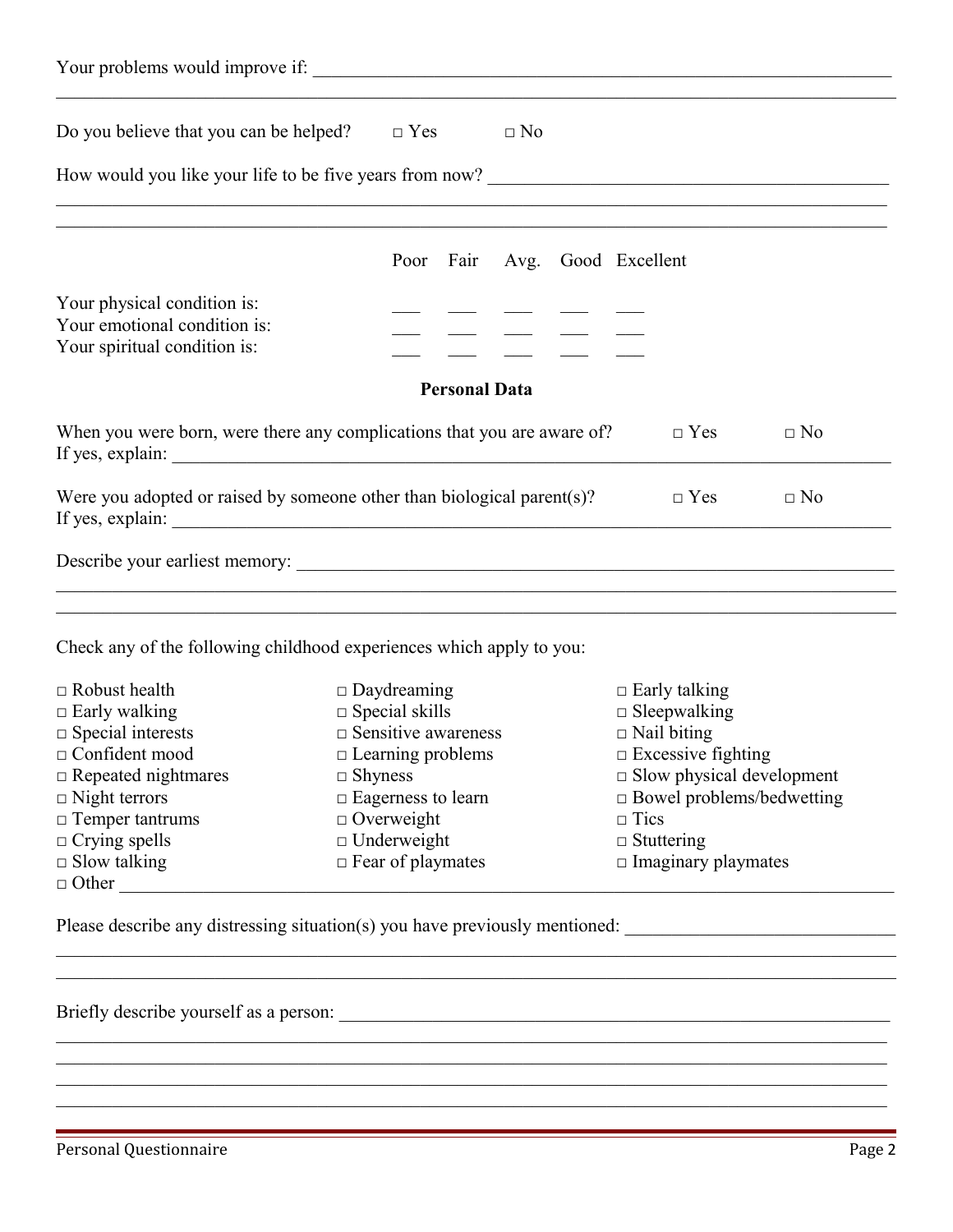Your problems would improve if: ______________________________________________________________

________________________________________________________________________________

Do you believe that you can be helped? □ Yes □ No

How would you like your life to be five years from now? ____________________________________________

________________________________________________________________________________

________________________________________________________________________________

| | Poor | Fair | Avg. | Good | Excellent |
|---|---|---|---|---|---|
| Your physical condition is: | ___ | ___ | ___ | ___ | ___ |
| Your emotional condition is: | ___ | ___ | ___ | ___ | ___ |
| Your spiritual condition is: | ___ | ___ | ___ | ___ | ___ |

## Personal Data

When you were born, were there any complications that you are aware of? □ Yes □ No

If yes, explain: ______________________________________________________________

Were you adopted or raised by someone other than biological parent(s)? □ Yes □ No

If yes, explain: ______________________________________________________________

Describe your earliest memory: ______________________________________________________________

________________________________________________________________________________

________________________________________________________________________________

Check any of the following childhood experiences which apply to you:

| | | |
|---|---|---|
| □ Robust health | □ Daydreaming | □ Early talking |
| □ Early walking | □ Special skills | □ Sleepwalking |
| □ Special interests | □ Sensitive awareness | □ Nail biting |
| □ Confident mood | □ Learning problems | □ Excessive fighting |
| □ Repeated nightmares | □ Shyness | □ Slow physical development |
| □ Night terrors | □ Eagerness to learn | □ Bowel problems/bedwetting |
| □ Temper tantrums | □ Overweight | □ Tics |
| □ Crying spells | □ Underweight | □ Stuttering |
| □ Slow talking | □ Fear of playmates | □ Imaginary playmates |

□ Other ______________________________________________________________

Please describe any distressing situation(s) you have previously mentioned: ____________________________

________________________________________________________________________________

________________________________________________________________________________

Briefly describe yourself as a person: ______________________________________________________________

________________________________________________________________________________

________________________________________________________________________________

________________________________________________________________________________

________________________________________________________________________________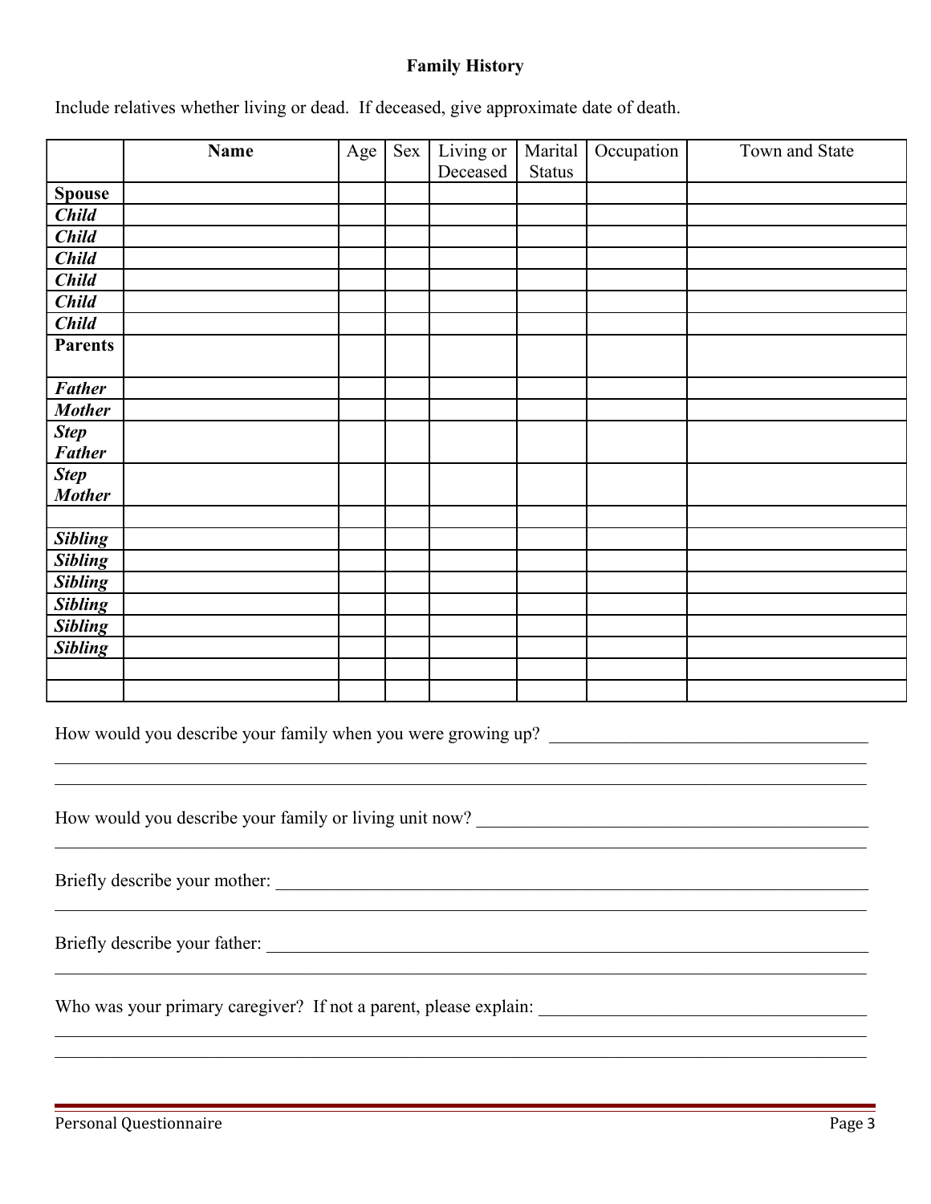## Family History

Include relatives whether living or dead. If deceased, give approximate date of death.

| | Name | Age | Sex | Living or Deceased | Marital Status | Occupation | Town and State |
|---|---|---|---|---|---|---|---|
| **Spouse** | | | | | | | |
| ***Child*** | | | | | | | |
| ***Child*** | | | | | | | |
| ***Child*** | | | | | | | |
| ***Child*** | | | | | | | |
| ***Child*** | | | | | | | |
| ***Child*** | | | | | | | |
| **Parents** | | | | | | | |
| ***Father*** | | | | | | | |
| ***Mother*** | | | | | | | |
| ***Step Father*** | | | | | | | |
| ***Step Mother*** | | | | | | | |
| | | | | | | | |
| ***Sibling*** | | | | | | | |
| ***Sibling*** | | | | | | | |
| ***Sibling*** | | | | | | | |
| ***Sibling*** | | | | | | | |
| ***Sibling*** | | | | | | | |
| ***Sibling*** | | | | | | | |
| | | | | | | | |
| | | | | | | | |

How would you describe your family when you were growing up? ____________________________________
______________________________________________________________________________
______________________________________________________________________________

How would you describe your family or living unit now? ____________________________________________
______________________________________________________________________________

Briefly describe your mother: _______________________________________________________________
______________________________________________________________________________

Briefly describe your father: ________________________________________________________________
______________________________________________________________________________

Who was your primary caregiver? If not a parent, please explain: ____________________________________
______________________________________________________________________________
______________________________________________________________________________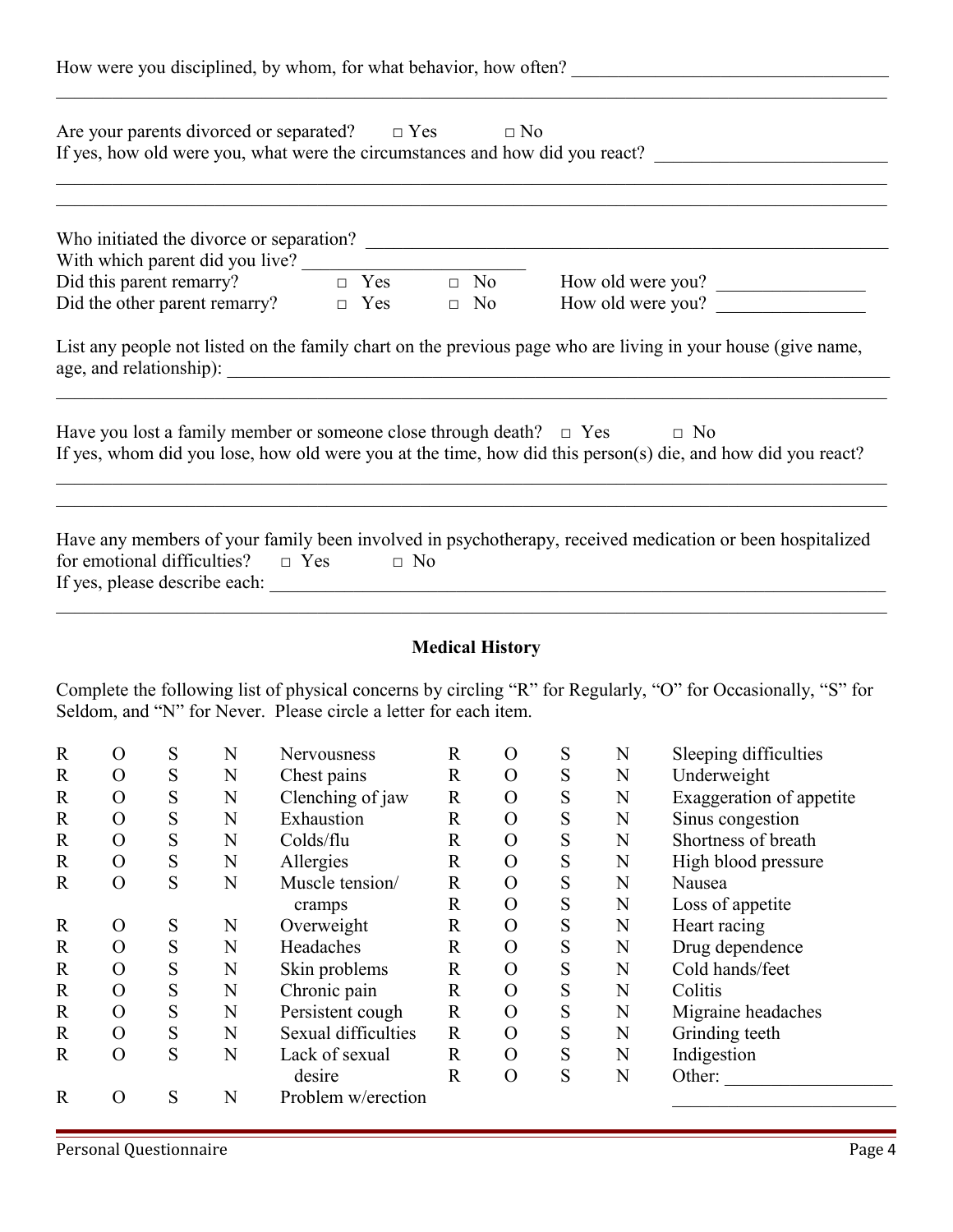How were you disciplined, by whom, for what behavior, how often? ___________________________________

_______________________________________________________________________________________________

Are your parents divorced or separated? □ Yes □ No

If yes, how old were you, what were the circumstances and how did you react? _________________________

_______________________________________________________________________________________________

_______________________________________________________________________________________________

Who initiated the divorce or separation? ___________________________________________________________

With which parent did you live? _________________________

Did this parent remarry? □ Yes □ No How old were you? ________________

Did the other parent remarry? □ Yes □ No How old were you? ________________

List any people not listed on the family chart on the previous page who are living in your house (give name, age, and relationship): ___________________________________________________________________________

_______________________________________________________________________________________________

Have you lost a family member or someone close through death? □ Yes □ No

If yes, whom did you lose, how old were you at the time, how did this person(s) die, and how did you react?

_______________________________________________________________________________________________

_______________________________________________________________________________________________

Have any members of your family been involved in psychotherapy, received medication or been hospitalized for emotional difficulties? □ Yes □ No

If yes, please describe each: ___________________________________________________________________

_______________________________________________________________________________________________

## Medical History

Complete the following list of physical concerns by circling "R" for Regularly, "O" for Occasionally, "S" for Seldom, and "N" for Never. Please circle a letter for each item.

| | | | | | | | | | |
|---|---|---|---|---|---|---|---|---|---|
| R | O | S | N | Nervousness | R | O | S | N | Sleeping difficulties |
| R | O | S | N | Chest pains | R | O | S | N | Underweight |
| R | O | S | N | Clenching of jaw | R | O | S | N | Exaggeration of appetite |
| R | O | S | N | Exhaustion | R | O | S | N | Sinus congestion |
| R | O | S | N | Colds/flu | R | O | S | N | Shortness of breath |
| R | O | S | N | Allergies | R | O | S | N | High blood pressure |
| R | O | S | N | Muscle tension/ cramps | R | O | S | N | Nausea |
| | | | | | R | O | S | N | Loss of appetite |
| R | O | S | N | Overweight | R | O | S | N | Heart racing |
| R | O | S | N | Headaches | R | O | S | N | Drug dependence |
| R | O | S | N | Skin problems | R | O | S | N | Cold hands/feet |
| R | O | S | N | Chronic pain | R | O | S | N | Colitis |
| R | O | S | N | Persistent cough | R | O | S | N | Migraine headaches |
| R | O | S | N | Sexual difficulties | R | O | S | N | Grinding teeth |
| R | O | S | N | Lack of sexual desire | R | O | S | N | Indigestion |
| | | | | | R | O | S | N | Other: ________________ |
| R | O | S | N | Problem w/erection | | | | | ________________ |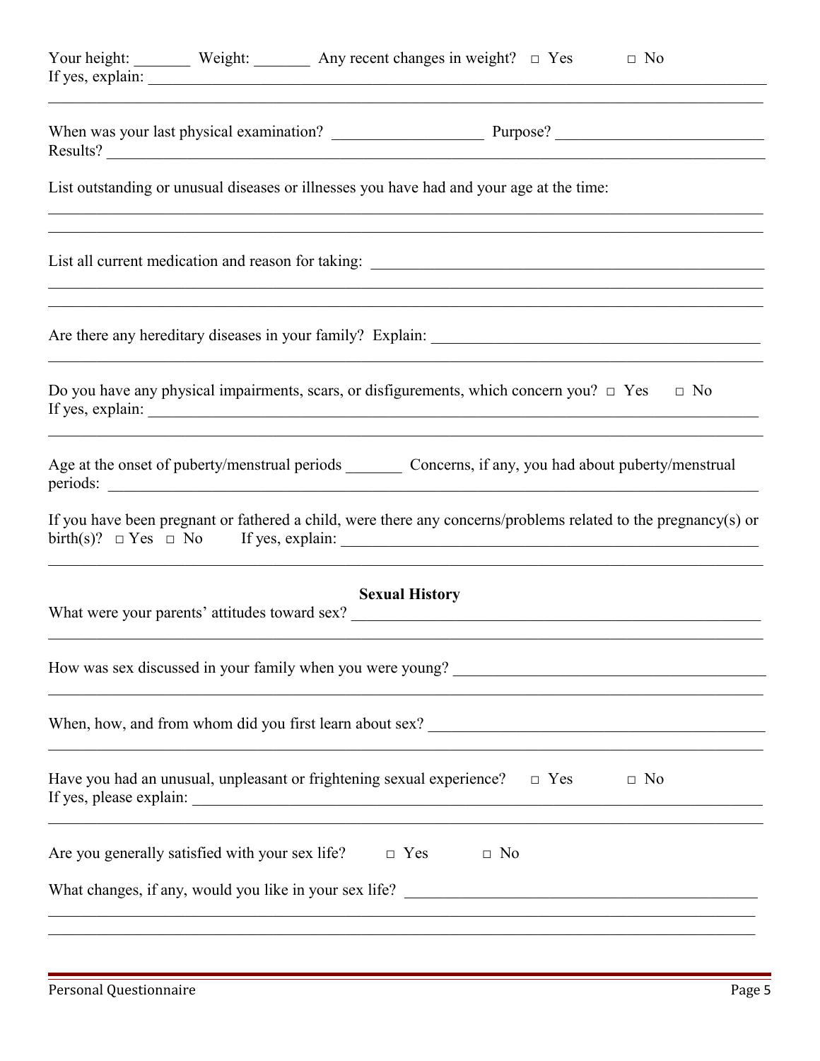Your height: _______ Weight: _______ Any recent changes in weight? □ Yes □ No
If yes, explain: ___________________________________________________________________________

___________________________________________________________________________________________

When was your last physical examination? ___________________ Purpose? _________________________
Results? ___________________________________________________________________________________

List outstanding or unusual diseases or illnesses you have had and your age at the time:

___________________________________________________________________________________________

___________________________________________________________________________________________

List all current medication and reason for taking: ______________________________________________

___________________________________________________________________________________________

___________________________________________________________________________________________

Are there any hereditary diseases in your family? Explain: _______________________________________

___________________________________________________________________________________________

Do you have any physical impairments, scars, or disfigurements, which concern you? □ Yes □ No
If yes, explain: ___________________________________________________________________________

___________________________________________________________________________________________

Age at the onset of puberty/menstrual periods _______ Concerns, if any, you had about puberty/menstrual periods: ___________________________________________________________________________

If you have been pregnant or fathered a child, were there any concerns/problems related to the pregnancy(s) or birth(s)? □ Yes □ No If yes, explain: ____________________________________________

___________________________________________________________________________________________

## Sexual History

What were your parents' attitudes toward sex? __________________________________________________

___________________________________________________________________________________________

How was sex discussed in your family when you were young? ____________________________________

___________________________________________________________________________________________

When, how, and from whom did you first learn about sex? _______________________________________

___________________________________________________________________________________________

Have you had an unusual, unpleasant or frightening sexual experience? □ Yes □ No
If yes, please explain: ______________________________________________________________________

___________________________________________________________________________________________

Are you generally satisfied with your sex life? □ Yes □ No

What changes, if any, would you like in your sex life? __________________________________________

___________________________________________________________________________________________

___________________________________________________________________________________________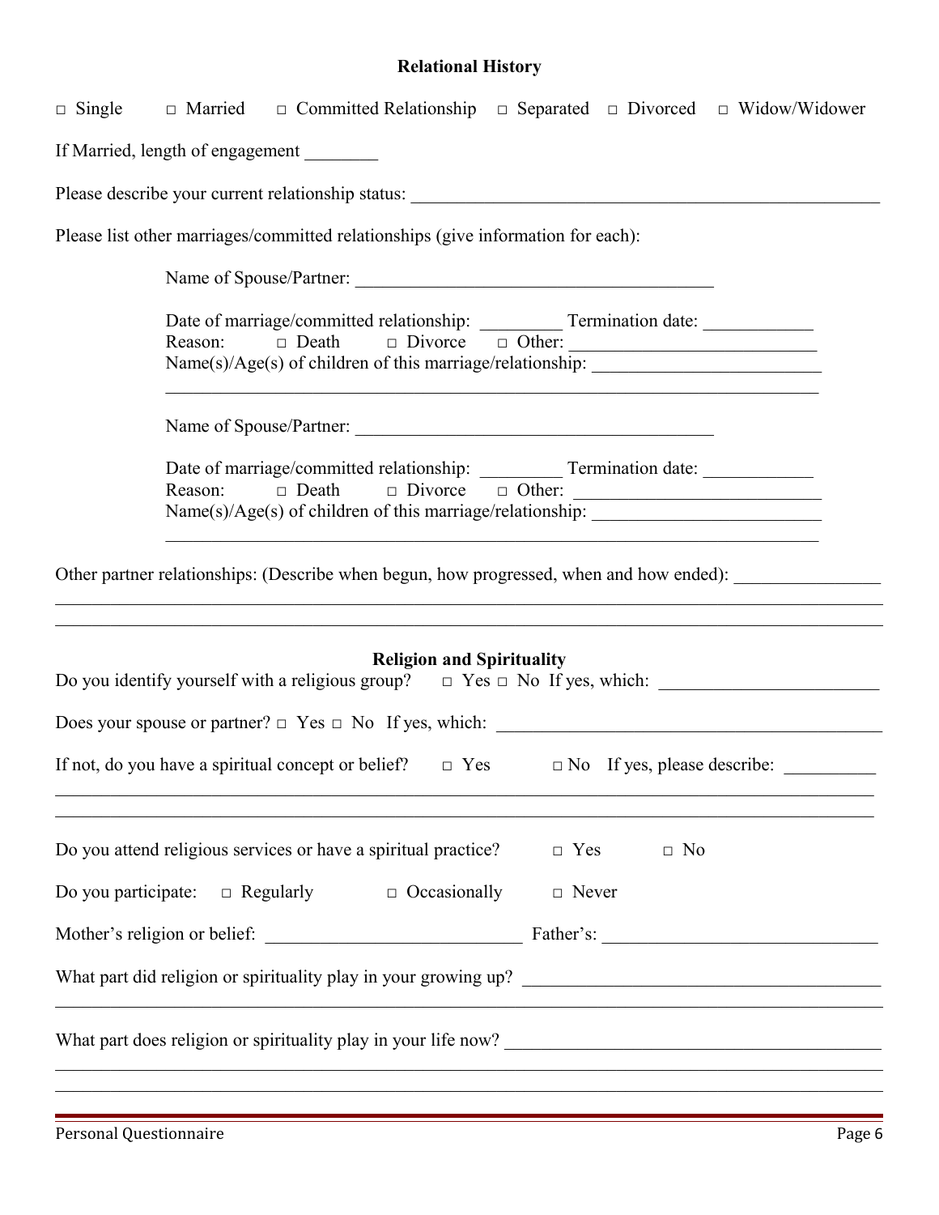## Relational History

□ Single □ Married □ Committed Relationship □ Separated □ Divorced □ Widow/Widower

If Married, length of engagement ________

Please describe your current relationship status: ____________________________________________________

Please list other marriages/committed relationships (give information for each):

Name of Spouse/Partner: ________________________________________

Date of marriage/committed relationship: _________ Termination date: ____________
Reason: □ Death □ Divorce □ Other: ___________________________
Name(s)/Age(s) of children of this marriage/relationship: _________________________
_________________________________________________________________________

Name of Spouse/Partner: ________________________________________

Date of marriage/committed relationship: _________ Termination date: ____________
Reason: □ Death □ Divorce □ Other: ___________________________
Name(s)/Age(s) of children of this marriage/relationship: _________________________
_________________________________________________________________________

Other partner relationships: (Describe when begun, how progressed, when and how ended): ________________
_____________________________________________________________________________________________
_____________________________________________________________________________________________

## Religion and Spirituality

Do you identify yourself with a religious group? □ Yes □ No If yes, which: ________________________

Does your spouse or partner? □ Yes □ No If yes, which: ____________________________________________

If not, do you have a spiritual concept or belief? □ Yes □ No If yes, please describe: __________
_____________________________________________________________________________________________
_____________________________________________________________________________________________

Do you attend religious services or have a spiritual practice? □ Yes □ No

Do you participate: □ Regularly □ Occasionally □ Never

Mother's religion or belief: ____________________________ Father's: ______________________________

What part did religion or spirituality play in your growing up? ________________________________________
_____________________________________________________________________________________________

What part does religion or spirituality play in your life now? _________________________________________
_____________________________________________________________________________________________
_____________________________________________________________________________________________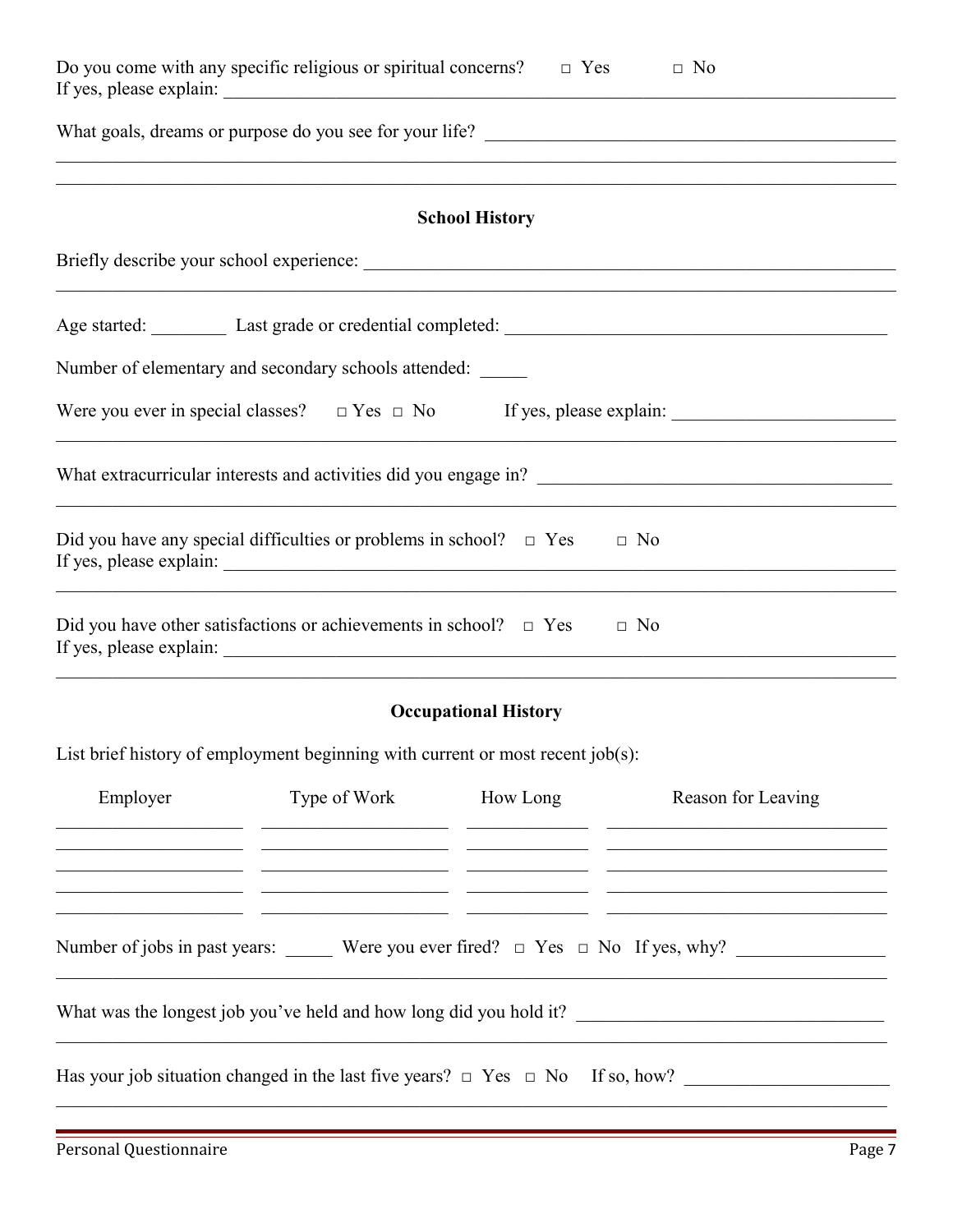Do you come with any specific religious or spiritual concerns? □ Yes □ No
If yes, please explain: ______________________________________________

What goals, dreams or purpose do you see for your life? ______________________________________________

______________________________________________

______________________________________________

## School History

Briefly describe your school experience: ______________________________________________

______________________________________________

Age started: ________ Last grade or credential completed: ______________________________________________

Number of elementary and secondary schools attended: _____

Were you ever in special classes? □ Yes □ No If yes, please explain: ________________________

______________________________________________

What extracurricular interests and activities did you engage in? ______________________________________________

______________________________________________

Did you have any special difficulties or problems in school? □ Yes □ No
If yes, please explain: ______________________________________________

______________________________________________

Did you have other satisfactions or achievements in school? □ Yes □ No
If yes, please explain: ______________________________________________

______________________________________________

## Occupational History

List brief history of employment beginning with current or most recent job(s):

| Employer | Type of Work | How Long | Reason for Leaving |
|---|---|---|---|
| | | | |
| | | | |
| | | | |
| | | | |
| | | | |

Number of jobs in past years: _____ Were you ever fired? □ Yes □ No If yes, why? ________________

______________________________________________

What was the longest job you've held and how long did you hold it? ______________________________________________

______________________________________________

Has your job situation changed in the last five years? □ Yes □ No If so, how? ______________________

______________________________________________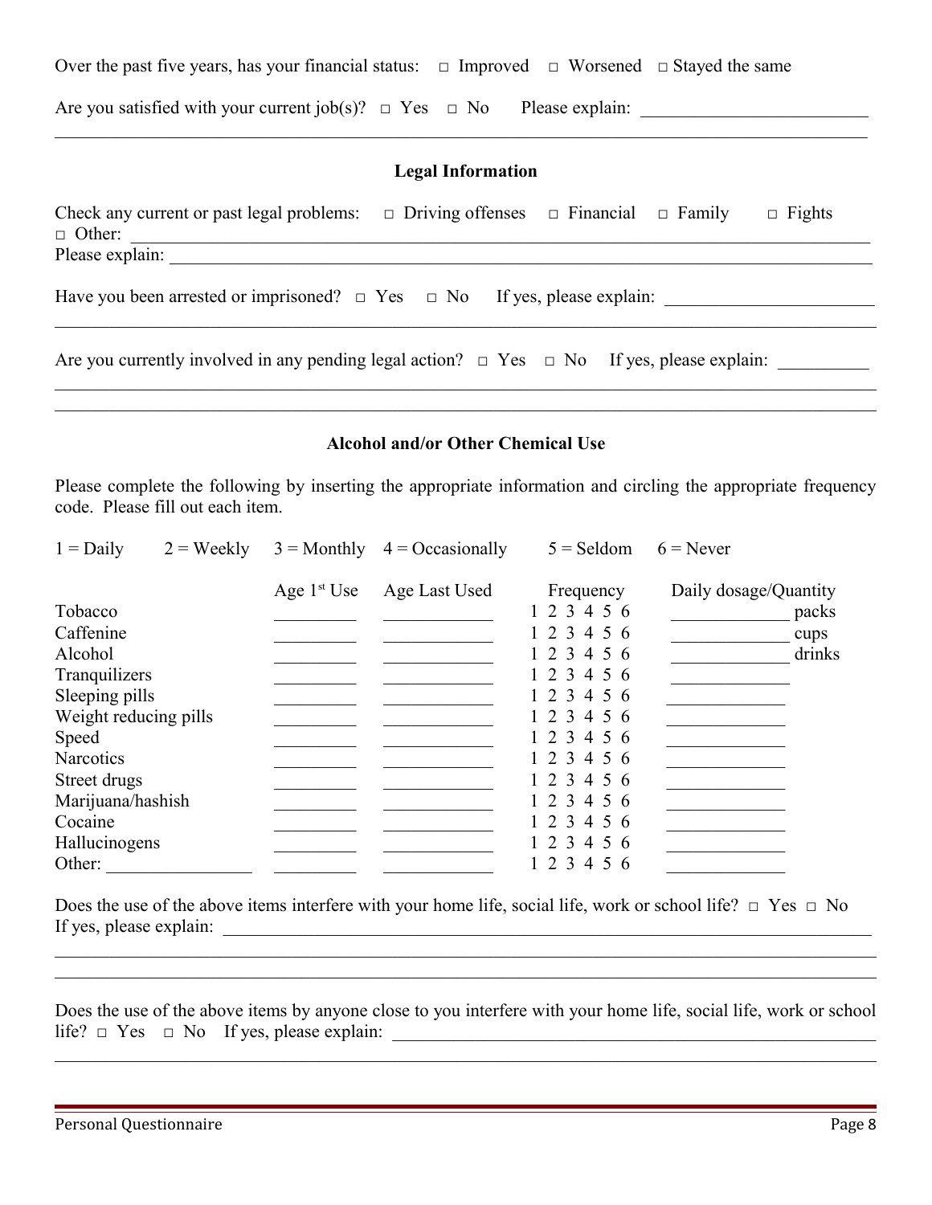Over the past five years, has your financial status: □ Improved □ Worsened □ Stayed the same

Are you satisfied with your current job(s)? □ Yes □ No Please explain: ___________________________
_____________________________________________________________________________________________

## Legal Information

Check any current or past legal problems: □ Driving offenses □ Financial □ Family □ Fights
□ Other: _____________________________________________________________________________________
Please explain: ________________________________________________________________________________

Have you been arrested or imprisoned? □ Yes □ No If yes, please explain: _______________________
_____________________________________________________________________________________________

Are you currently involved in any pending legal action? □ Yes □ No If yes, please explain: __________
_____________________________________________________________________________________________
_____________________________________________________________________________________________

## Alcohol and/or Other Chemical Use

Please complete the following by inserting the appropriate information and circling the appropriate frequency code. Please fill out each item.

1 = Daily 2 = Weekly 3 = Monthly 4 = Occasionally 5 = Seldom 6 = Never

| | Age 1st Use | Age Last Used | Frequency | Daily dosage/Quantity |
|---|---|---|---|---|
| Tobacco | ________ | ___________ | 1 2 3 4 5 6 | ____________ packs |
| Caffenine | ________ | ___________ | 1 2 3 4 5 6 | ____________ cups |
| Alcohol | ________ | ___________ | 1 2 3 4 5 6 | ____________ drinks |
| Tranquilizers | ________ | ___________ | 1 2 3 4 5 6 | ____________ |
| Sleeping pills | ________ | ___________ | 1 2 3 4 5 6 | ____________ |
| Weight reducing pills | ________ | ___________ | 1 2 3 4 5 6 | ____________ |
| Speed | ________ | ___________ | 1 2 3 4 5 6 | ____________ |
| Narcotics | ________ | ___________ | 1 2 3 4 5 6 | ____________ |
| Street drugs | ________ | ___________ | 1 2 3 4 5 6 | ____________ |
| Marijuana/hashish | ________ | ___________ | 1 2 3 4 5 6 | ____________ |
| Cocaine | ________ | ___________ | 1 2 3 4 5 6 | ____________ |
| Hallucinogens | ________ | ___________ | 1 2 3 4 5 6 | ____________ |
| Other: ______________ | ________ | ___________ | 1 2 3 4 5 6 | ____________ |

Does the use of the above items interfere with your home life, social life, work or school life? □ Yes □ No
If yes, please explain: ________________________________________________________________________
_____________________________________________________________________________________________
_____________________________________________________________________________________________

Does the use of the above items by anyone close to you interfere with your home life, social life, work or school life? □ Yes □ No If yes, please explain: ______________________________________________
_____________________________________________________________________________________________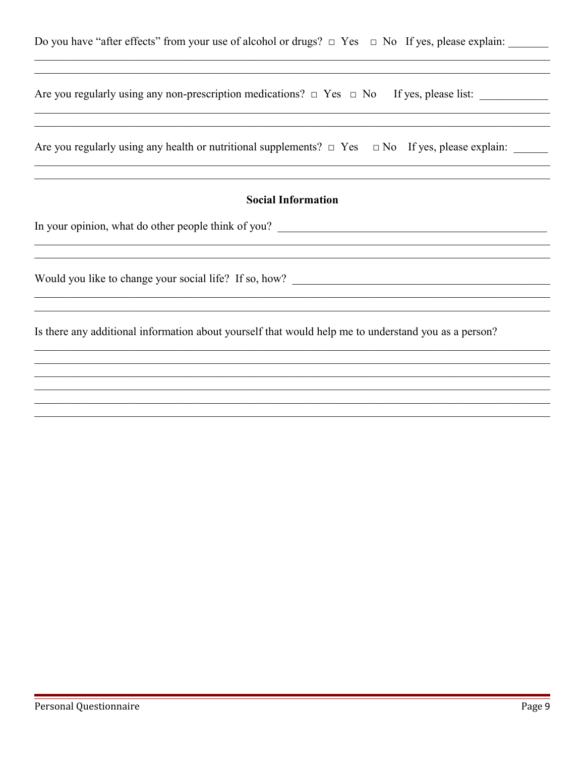Do you have "after effects" from your use of alcohol or drugs? □ Yes □ No If yes, please explain: _______

_______________________________________________________________________________________

_______________________________________________________________________________________

Are you regularly using any non-prescription medications? □ Yes □ No If yes, please list: ____________

_______________________________________________________________________________________

_______________________________________________________________________________________

Are you regularly using any health or nutritional supplements? □ Yes □ No If yes, please explain: ______

_______________________________________________________________________________________

_______________________________________________________________________________________

## Social Information

In your opinion, what do other people think of you? ________________________________________________

_______________________________________________________________________________________

_______________________________________________________________________________________

Would you like to change your social life? If so, how? _______________________________________________

_______________________________________________________________________________________

_______________________________________________________________________________________

Is there any additional information about yourself that would help me to understand you as a person?

_______________________________________________________________________________________

_______________________________________________________________________________________

_______________________________________________________________________________________

_______________________________________________________________________________________

_______________________________________________________________________________________

_______________________________________________________________________________________